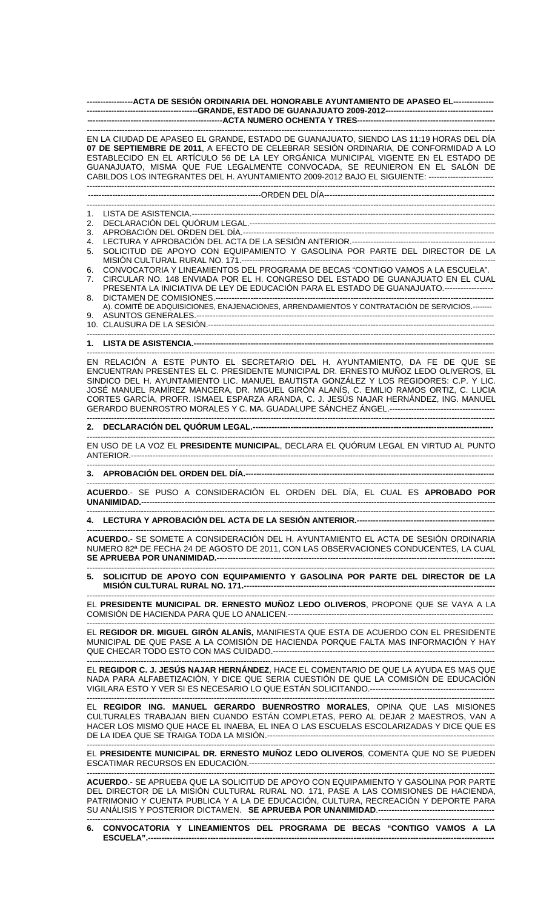**ACTA DE SESIÓN ORDINARIA DEL HONORABLE AYUNTAMIENTO DE APASEO EL GRANDE, ESTADO DE GUANAJUATO 2009-2012**

**ACTA NUMERO OCHENTA Y TRES**

EN LA CIUDAD DE APASEO EL GRANDE, ESTADO DE GUANAJUATO, SIENDO LAS 11:19 HORAS DEL DÍA **07 DE SEPTIEMBRE DE 2011**, A EFECTO DE CELEBRAR SESIÓN ORDINARIA, DE CONFORMIDAD A LO ESTABLECIDO EN EL ARTÍCULO 56 DE LA LEY ORGÁNICA MUNICIPAL VIGENTE EN EL ESTADO DE GUANAJUATO, MISMA QUE FUE LEGALMENTE CONVOCADA, SE REUNIERON EN EL SALÓN DE CABILDOS LOS INTEGRANTES DEL H. AYUNTAMIENTO 2009-2012 BAJO EL SIGUIENTE: ------------------------

ORDEN DEL DÍA

1. LISTA DE ASISTENCIA.
2. DECLARACIÓN DEL QUÓRUM LEGAL.
3. APROBACIÓN DEL ORDEN DEL DÍA.
4. LECTURA Y APROBACIÓN DEL ACTA DE LA SESIÓN ANTERIOR.
5. SOLICITUD DE APOYO CON EQUIPAMIENTO Y GASOLINA POR PARTE DEL DIRECTOR DE LA MISIÓN CULTURAL RURAL NO. 171.
6. CONVOCATORIA Y LINEAMIENTOS DEL PROGRAMA DE BECAS "CONTIGO VAMOS A LA ESCUELA".
7. CIRCULAR NO. 148 ENVIADA POR EL H. CONGRESO DEL ESTADO DE GUANAJUATO EN EL CUAL PRESENTA LA INICIATIVA DE LEY DE EDUCACIÓN PARA EL ESTADO DE GUANAJUATO.
8. DICTAMEN DE COMISIONES.
   A). COMITÉ DE ADQUISICIONES, ENAJENACIONES, ARRENDAMIENTOS Y CONTRATACIÓN DE SERVICIOS.
9. ASUNTOS GENERALES.
10. CLAUSURA DE LA SESIÓN.

**1. LISTA DE ASISTENCIA.**

EN RELACIÓN A ESTE PUNTO EL SECRETARIO DEL H. AYUNTAMIENTO, DA FE DE QUE SE ENCUENTRAN PRESENTES EL C. PRESIDENTE MUNICIPAL DR. ERNESTO MUÑOZ LEDO OLIVEROS, EL SINDICO DEL H. AYUNTAMIENTO LIC. MANUEL BAUTISTA GONZÁLEZ Y LOS REGIDORES: C.P. Y LIC. JOSÉ MANUEL RAMÍREZ MANCERA, DR. MIGUEL GIRÓN ALANÍS, C. EMILIO RAMOS ORTIZ, C. LUCIA CORTES GARCÍA, PROFR. ISMAEL ESPARZA ARANDA, C. J. JESÚS NAJAR HERNÁNDEZ, ING. MANUEL GERARDO BUENROSTRO MORALES Y C. MA. GUADALUPE SÁNCHEZ ÁNGEL.

**2. DECLARACIÓN DEL QUÓRUM LEGAL.**

EN USO DE LA VOZ EL **PRESIDENTE MUNICIPAL**, DECLARA EL QUÓRUM LEGAL EN VIRTUD AL PUNTO ANTERIOR.

**3. APROBACIÓN DEL ORDEN DEL DÍA.**

**ACUERDO**.- SE PUSO A CONSIDERACIÓN EL ORDEN DEL DÍA, EL CUAL ES **APROBADO POR UNANIMIDAD.**

**4. LECTURA Y APROBACIÓN DEL ACTA DE LA SESIÓN ANTERIOR.**

**ACUERDO.**- SE SOMETE A CONSIDERACIÓN DEL H. AYUNTAMIENTO EL ACTA DE SESIÓN ORDINARIA NUMERO 82ª DE FECHA 24 DE AGOSTO DE 2011, CON LAS OBSERVACIONES CONDUCENTES, LA CUAL **SE APRUEBA POR UNANIMIDAD.**

**5. SOLICITUD DE APOYO CON EQUIPAMIENTO Y GASOLINA POR PARTE DEL DIRECTOR DE LA MISIÓN CULTURAL RURAL NO. 171.**

EL **PRESIDENTE MUNICIPAL DR. ERNESTO MUÑOZ LEDO OLIVEROS**, PROPONE QUE SE VAYA A LA COMISIÓN DE HACIENDA PARA QUE LO ANALICEN.

EL **REGIDOR DR. MIGUEL GIRÓN ALANÍS,** MANIFIESTA QUE ESTA DE ACUERDO CON EL PRESIDENTE MUNICIPAL DE QUE PASE A LA COMISIÓN DE HACIENDA PORQUE FALTA MAS INFORMACIÓN Y HAY QUE CHECAR TODO ESTO CON MAS CUIDADO.

EL **REGIDOR C. J. JESÚS NAJAR HERNÁNDEZ**, HACE EL COMENTARIO DE QUE LA AYUDA ES MAS QUE NADA PARA ALFABETIZACIÓN, Y DICE QUE SERIA CUESTIÓN DE QUE LA COMISIÓN DE EDUCACIÓN VIGILARA ESTO Y VER SI ES NECESARIO LO QUE ESTÁN SOLICITANDO.

EL **REGIDOR ING. MANUEL GERARDO BUENROSTRO MORALES**, OPINA QUE LAS MISIONES CULTURALES TRABAJAN BIEN CUANDO ESTÁN COMPLETAS, PERO AL DEJAR 2 MAESTROS, VAN A HACER LOS MISMO QUE HACE EL INAEBA, EL INEA O LAS ESCUELAS ESCOLARIZADAS Y DICE QUE ES DE LA IDEA QUE SE TRAIGA TODA LA MISIÓN.

EL **PRESIDENTE MUNICIPAL DR. ERNESTO MUÑOZ LEDO OLIVEROS**, COMENTA QUE NO SE PUEDEN ESCATIMAR RECURSOS EN EDUCACIÓN.

**ACUERDO**.- SE APRUEBA QUE LA SOLICITUD DE APOYO CON EQUIPAMIENTO Y GASOLINA POR PARTE DEL DIRECTOR DE LA MISIÓN CULTURAL RURAL NO. 171, PASE A LAS COMISIONES DE HACIENDA, PATRIMONIO Y CUENTA PUBLICA Y A LA DE EDUCACIÓN, CULTURA, RECREACIÓN Y DEPORTE PARA SU ANÁLISIS Y POSTERIOR DICTAMEN. **SE APRUEBA POR UNANIMIDAD**.

**6. CONVOCATORIA Y LINEAMIENTOS DEL PROGRAMA DE BECAS "CONTIGO VAMOS A LA ESCUELA".**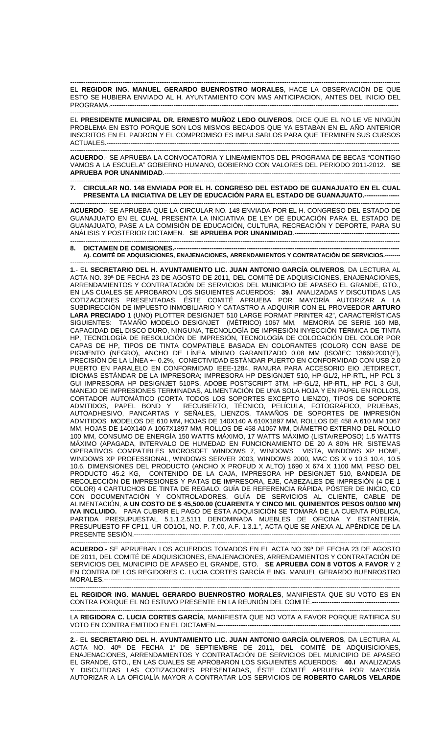EL **REGIDOR ING. MANUEL GERARDO BUENROSTRO MORALES**, HACE LA OBSERVACIÓN DE QUE ESTO SE HUBIERA ENVIADO AL H. AYUNTAMIENTO CON MAS ANTICIPACION, ANTES DEL INICIO DEL PROGRAMA.---

EL **PRESIDENTE MUNICIPAL DR. ERNESTO MUÑOZ LEDO OLIVEROS**, DICE QUE EL NO LE VE NINGÚN PROBLEMA EN ESTO PORQUE SON LOS MISMOS BECADOS QUE YA ESTABAN EN EL AÑO ANTERIOR INSCRITOS EN EL PADRON Y EL COMPROMISO ES IMPULSARLOS PARA QUE TERMINEN SUS CURSOS ACTUALES.---

**ACUERDO**.- SE APRUEBA LA CONVOCATORIA Y LINEAMIENTOS DEL PROGRAMA DE BECAS "CONTIGO VAMOS A LA ESCUELA" GOBIERNO HUMANO, GOBIERNO CON VALORES DEL PERIODO 2011-2012. **SE APRUEBA POR UNANIMIDAD**.---

**7. CIRCULAR NO. 148 ENVIADA POR EL H. CONGRESO DEL ESTADO DE GUANAJUATO EN EL CUAL PRESENTA LA INICIATIVA DE LEY DE EDUCACIÓN PARA EL ESTADO DE GUANAJUATO.---**

**ACUERDO**.- SE APRUEBA QUE LA CIRCULAR NO. 148 ENVIADA POR EL H. CONGRESO DEL ESTADO DE GUANAJUATO EN EL CUAL PRESENTA LA INICIATIVA DE LEY DE EDUCACIÓN PARA EL ESTADO DE GUANAJUATO, PASE A LA COMISIÓN DE EDUCACIÓN, CULTURA, RECREACIÓN Y DEPORTE, PARA SU ANÁLISIS Y POSTERIOR DICTAMEN. **SE APRUEBA POR UNANIMIDAD**.---

**8. DICTAMEN DE COMISIONES.---**
**A). COMITÉ DE ADQUISICIONES, ENAJENACIONES, ARRENDAMIENTOS Y CONTRATACIÓN DE SERVICIOS.---**

**1**.- EL **SECRETARIO DEL H. AYUNTAMIENTO LIC. JUAN ANTONIO GARCÍA OLIVEROS**, DA LECTURA AL ACTA NO. 39ª DE FECHA 23 DE AGOSTO DE 2011, DEL COMITÉ DE ADQUISICIONES, ENAJENACIONES, ARRENDAMIENTOS Y CONTRATACIÓN DE SERVICIOS DEL MUNICIPIO DE APASEO EL GRANDE, GTO., EN LAS CUALES SE APROBARON LOS SIGUIENTES ACUERDOS: **39.I** ANALIZADAS Y DISCUTIDAS LAS COTIZACIONES PRESENTADAS, ÉSTE COMITÉ APRUEBA POR MAYORÍA AUTORIZAR A LA SUBDIRECCIÓN DE IMPUESTO INMOBILIARIO Y CATASTRO A ADQUIRIR CON EL PROVEEDOR **ARTURO LARA PRECIADO** 1 (UNO) PLOTTER DESIGNJET 510 LARGE FORMAT PRINTER 42", CARACTERÍSTICAS SIGUIENTES: TAMAÑO MODELO DESIGNJET (MÉTRICO) 1067 MM, MEMORIA DE SERIE 160 MB, CAPACIDAD DEL DISCO DURO, NINGUNA, TECNOLOGÍA DE IMPRESIÓN INYECCIÓN TÉRMICA DE TINTA HP, TECNOLOGÍA DE RESOLUCIÓN DE IMPRESIÓN, TECNOLOGÍA DE COLOCACIÓN DEL COLOR POR CAPAS DE HP, TIPOS DE TINTA COMPATIBLE BASADA EN COLORANTES (COLOR) CON BASE DE PIGMENTO (NEGRO), ANCHO DE LÍNEA MÍNIMO GARANTIZADO 0.08 MM (ISO/IEC 13660:2001(E), PRECISIÓN DE LA LÍNEA +- 0.2%, CONECTIVIDAD ESTÁNDAR PUERTO EN CONFORMIDAD CON USB 2.0 PUERTO EN PARALELO EN CONFORMIDAD IEEE-1284, RANURA PARA ACCESORIO EIO JETDIRECT, IDIOMAS ESTÁNDAR DE LA IMPRESORA; IMPRESORA HP DESIGNJET 510, HP-GL/2, HP-RTL, HP PCL 3 GUI IMPRESORA HP DESIGNJET 510PS, ADOBE POSTSCRIPT 3TM, HP-GL/2, HP-RTL, HP PCL 3 GUI, MANEJO DE IMPRESIONES TERMINADAS, ALIMENTACIÓN DE UNA SOLA HOJA Y EN PAPEL EN ROLLOS, CORTADOR AUTOMÁTICO (CORTA TODOS LOS SOPORTES EXCEPTO LIENZO), TIPOS DE SOPORTE ADMITIDOS, PAPEL BOND Y RECUBIERTO, TÉCNICO, PELÍCULA, FOTOGRÁFICO, PRUEBAS, AUTOADHESIVO, PANCARTAS Y SEÑALES, LIENZOS, TAMAÑOS DE SOPORTES DE IMPRESIÓN ADMITIDOS MODELOS DE 610 MM, HOJAS DE 140X140 A 610X1897 MM, ROLLOS DE 458 A 610 MM 1067 MM, HOJAS DE 140X140 A 1067X1897 MM, ROLLOS DE 458 A1067 MM, DIÁMETRO EXTERNO DEL ROLLO 100 MM, CONSUMO DE ENERGÍA 150 WATTS MÁXIMO, 17 WATTS MÁXIMO (LISTA/REPOSO) 1.5 WATTS MÁXIMO (APAGADA, INTERVALO DE HUMEDAD EN FUNCIONAMIENTO DE 20 A 80% HR, SISTEMAS OPERATIVOS COMPATIBLES MICROSOFT WINDOWS 7, WINDOWS VISTA, WINDOWS XP HOME, WINDOWS XP PROFESSIONAL, WINDOWS SERVER 2003, WINDOWS 2000, MAC OS X v 10.3 10.4, 10.5 10.6, DIMENSIONES DEL PRODUCTO (ANCHO X PROFUD X ALTO) 1690 X 674 X 1100 MM, PESO DEL PRODUCTO 45.2 KG, CONTENIDO DE LA CAJA, IMPRESORA HP DESIGNJET 510, BANDEJA DE RECOLECCIÓN DE IMPRESIONES Y PATAS DE IMPRESORA, EJE, CABEZALES DE IMPRESIÓN (4 DE 1 COLOR) 4 CARTUCHOS DE TINTA DE REGALO, GUÍA DE REFERENCIA RÁPIDA, PÓSTER DE INICIO, CD CON DOCUMENTACIÓN Y CONTROLADORES, GUÍA DE SERVICIOS AL CLIENTE, CABLE DE ALIMENTACIÓN, **A UN COSTO DE $ 45,500.00 (CUARENTA Y CINCO MIL QUINIENTOS PESOS 00/100 MN) IVA INCLUIDO.** PARA CUBRIR EL PAGO DE ESTA ADQUISICIÓN SE TOMARÁ DE LA CUENTA PÚBLICA, PARTIDA PRESUPUESTAL 5.1.1.2.5111 DENOMINADA MUEBLES DE OFICINA Y ESTANTERÍA. PRESUPUESTO FF CP11, UR CO1O1, NO. P. 7.00, A.F. 1.3.1.", ACTA QUE SE ANEXA AL APÉNDICE DE LA PRESENTE SESIÓN.---

**ACUERDO**.- SE APRUEBAN LOS ACUERDOS TOMADOS EN EL ACTA NO 39ª DE FECHA 23 DE AGOSTO DE 2011, DEL COMITÉ DE ADQUISICIONES, ENAJENACIONES, ARRENDAMIENTOS Y CONTRATACIÓN DE SERVICIOS DEL MUNICIPIO DE APASEO EL GRANDE, GTO. **SE APRUEBA CON 8 VOTOS A FAVOR** Y 2 EN CONTRA DE LOS REGIDORES C. LUCIA CORTES GARCÍA E ING. MANUEL GERARDO BUENROSTRO MORALES.---

EL **REGIDOR ING. MANUEL GERARDO BUENROSTRO MORALES**, MANIFIESTA QUE SU VOTO ES EN CONTRA PORQUE EL NO ESTUVO PRESENTE EN LA REUNIÓN DEL COMITÉ.---

LA **REGIDORA C. LUCIA CORTES GARCÍA**, MANIFIESTA QUE NO VOTA A FAVOR PORQUE RATIFICA SU VOTO EN CONTRA EMITIDO EN EL DICTAMEN.---

**2**.- EL **SECRETARIO DEL H. AYUNTAMIENTO LIC. JUAN ANTONIO GARCÍA OLIVEROS**, DA LECTURA AL ACTA NO. 40ª DE FECHA 1° DE SEPTIEMBRE DE 2011, DEL COMITÉ DE ADQUISICIONES, ENAJENACIONES, ARRENDAMIENTOS Y CONTRATACIÓN DE SERVICIOS DEL MUNICIPIO DE APASEO EL GRANDE, GTO., EN LAS CUALES SE APROBARON LOS SIGUIENTES ACUERDOS: **40.I** ANALIZADAS Y DISCUTIDAS LAS COTIZACIONES PRESENTADAS, ÉSTE COMITÉ APRUEBA POR MAYORÍA AUTORIZAR A LA OFICIALÍA MAYOR A CONTRATAR LOS SERVICIOS DE **ROBERTO CARLOS VELARDE**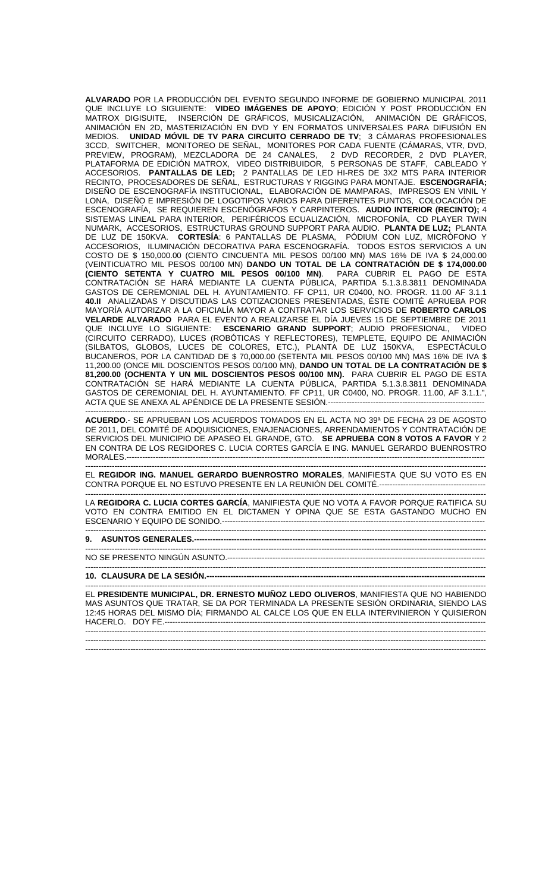**ALVARADO** POR LA PRODUCCIÓN DEL EVENTO SEGUNDO INFORME DE GOBIERNO MUNICIPAL 2011 QUE INCLUYE LO SIGUIENTE: **VIDEO IMÁGENES DE APOYO**; EDICIÓN Y POST PRODUCCIÓN EN MATROX DIGISUITE, INSERCIÓN DE GRÁFICOS, MUSICALIZACIÓN, ANIMACIÓN DE GRÁFICOS, ANIMACIÓN EN 2D, MASTERIZACIÓN EN DVD Y EN FORMATOS UNIVERSALES PARA DIFUSIÓN EN MEDIOS. **UNIDAD MÓVIL DE TV PARA CIRCUITO CERRADO DE TV**; 3 CÁMARAS PROFESIONALES 3CCD, SWITCHER, MONITOREO DE SEÑAL, MONITORES POR CADA FUENTE (CÁMARAS, VTR, DVD, PREVIEW, PROGRAM), MEZCLADORA DE 24 CANALES, 2 DVD RECORDER, 2 DVD PLAYER, PLATAFORMA DE EDICIÓN MATROX, VIDEO DISTRIBUIDOR, 5 PERSONAS DE STAFF, CABLEADO Y ACCESORIOS. **PANTALLAS DE LED;** 2 PANTALLAS DE LED HI-RES DE 3X2 MTS PARA INTERIOR RECINTO, PROCESADORES DE SEÑAL, ESTRUCTURAS Y RIGGING PARA MONTAJE. **ESCENOGRAFÍA;** DISEÑO DE ESCENOGRAFÍA INSTITUCIONAL, ELABORACIÓN DE MAMPARAS, IMPRESOS EN VINIL Y LONA, DISEÑO E IMPRESIÓN DE LOGOTIPOS VARIOS PARA DIFERENTES PUNTOS, COLOCACIÓN DE ESCENOGRAFÍA, SE REQUIEREN ESCENÓGRAFOS Y CARPINTEROS. **AUDIO INTERIOR (RECINTO);** 4 SISTEMAS LINEAL PARA INTERIOR, PERIFÉRICOS ECUALIZACIÓN, MICROFONÍA, CD PLAYER TWIN NUMARK, ACCESORIOS, ESTRUCTURAS GROUND SUPPORT PARA AUDIO. **PLANTA DE LUZ;** PLANTA DE LUZ DE 150KVA. **CORTESÍA**: 6 PANTALLAS DE PLASMA, PÓDIUM CON LUZ, MICRÓFONO Y ACCESORIOS, ILUMINACIÓN DECORATIVA PARA ESCENOGRAFÍA. TODOS ESTOS SERVICIOS A UN COSTO DE $ 150,000.00 (CIENTO CINCUENTA MIL PESOS 00/100 MN) MAS 16% DE IVA $ 24,000.00 (VEINTICUATRO MIL PESOS 00/100 MN) **DANDO UN TOTAL DE LA CONTRATACIÓN DE $ 174,000.00 (CIENTO SETENTA Y CUATRO MIL PESOS 00/100 MN)**. PARA CUBRIR EL PAGO DE ESTA CONTRATACIÓN SE HARÁ MEDIANTE LA CUENTA PÚBLICA, PARTIDA 5.1.3.8.3811 DENOMINADA GASTOS DE CEREMONIAL DEL H. AYUNTAMIENTO. FF CP11, UR C0400, NO. PROGR. 11.00 AF 3.1.1 **40.II** ANALIZADAS Y DISCUTIDAS LAS COTIZACIONES PRESENTADAS, ÉSTE COMITÉ APRUEBA POR MAYORÍA AUTORIZAR A LA OFICIALÍA MAYOR A CONTRATAR LOS SERVICIOS DE **ROBERTO CARLOS VELARDE ALVARADO** PARA EL EVENTO A REALIZARSE EL DÍA JUEVES 15 DE SEPTIEMBRE DE 2011 QUE INCLUYE LO SIGUIENTE: **ESCENARIO GRAND SUPPORT**; AUDIO PROFESIONAL, VIDEO (CIRCUITO CERRADO), LUCES (ROBÓTICAS Y REFLECTORES), TEMPLETE, EQUIPO DE ANIMACIÓN (SILBATOS, GLOBOS, LUCES DE COLORES, ETC.), PLANTA DE LUZ 150KVA, ESPECTÁCULO BUCANEROS, POR LA CANTIDAD DE $ 70,000.00 (SETENTA MIL PESOS 00/100 MN) MAS 16% DE IVA $ 11,200.00 (ONCE MIL DOSCIENTOS PESOS 00/100 MN), **DANDO UN TOTAL DE LA CONTRATACIÓN DE $ 81,200.00 (OCHENTA Y UN MIL DOSCIENTOS PESOS 00/100 MN).** PARA CUBRIR EL PAGO DE ESTA CONTRATACIÓN SE HARÁ MEDIANTE LA CUENTA PÚBLICA, PARTIDA 5.1.3.8.3811 DENOMINADA GASTOS DE CEREMONIAL DEL H. AYUNTAMIENTO. FF CP11, UR C0400, NO. PROGR. 11.00, AF 3.1.1.", ACTA QUE SE ANEXA AL APÉNDICE DE LA PRESENTE SESIÓN.------------------------------------------------------------

---

**ACUERDO**.- SE APRUEBAN LOS ACUERDOS TOMADOS EN EL ACTA NO 39ª DE FECHA 23 DE AGOSTO DE 2011, DEL COMITÉ DE ADQUISICIONES, ENAJENACIONES, ARRENDAMIENTOS Y CONTRATACIÓN DE SERVICIOS DEL MUNICIPIO DE APASEO EL GRANDE, GTO. **SE APRUEBA CON 8 VOTOS A FAVOR** Y 2 EN CONTRA DE LOS REGIDORES C. LUCIA CORTES GARCÍA E ING. MANUEL GERARDO BUENROSTRO MORALES.--------------------------------------------------------------------------------------------------------------------------

---

EL **REGIDOR ING. MANUEL GERARDO BUENROSTRO MORALES**, MANIFIESTA QUE SU VOTO ES EN CONTRA PORQUE EL NO ESTUVO PRESENTE EN LA REUNIÓN DEL COMITÉ.------------------------------------------

---

LA **REGIDORA C. LUCIA CORTES GARCÍA**, MANIFIESTA QUE NO VOTA A FAVOR PORQUE RATIFICA SU VOTO EN CONTRA EMITIDO EN EL DICTAMEN Y OPINA QUE SE ESTA GASTANDO MUCHO EN ESCENARIO Y EQUIPO DE SONIDO.------------------------------------------------------------------------------------------------

---

**9. ASUNTOS GENERALES.---------------------------------------------------------------------------------------------------------**

---

NO SE PRESENTO NINGÚN ASUNTO.-------------------------------------------------------------------------------------------

---

**10. CLAUSURA DE LA SESIÓN.-------------------------------------------------------------------------------------------------**

---

EL **PRESIDENTE MUNICIPAL, DR. ERNESTO MUÑOZ LEDO OLIVEROS**, MANIFIESTA QUE NO HABIENDO MAS ASUNTOS QUE TRATAR, SE DA POR TERMINADA LA PRESENTE SESIÓN ORDINARIA, SIENDO LAS 12:45 HORAS DEL MISMO DÍA; FIRMANDO AL CALCE LOS QUE EN ELLA INTERVINIERON Y QUISIERON HACERLO. DOY FE.--------------------------------------------------------------------------------------------------------------------

---
---
---